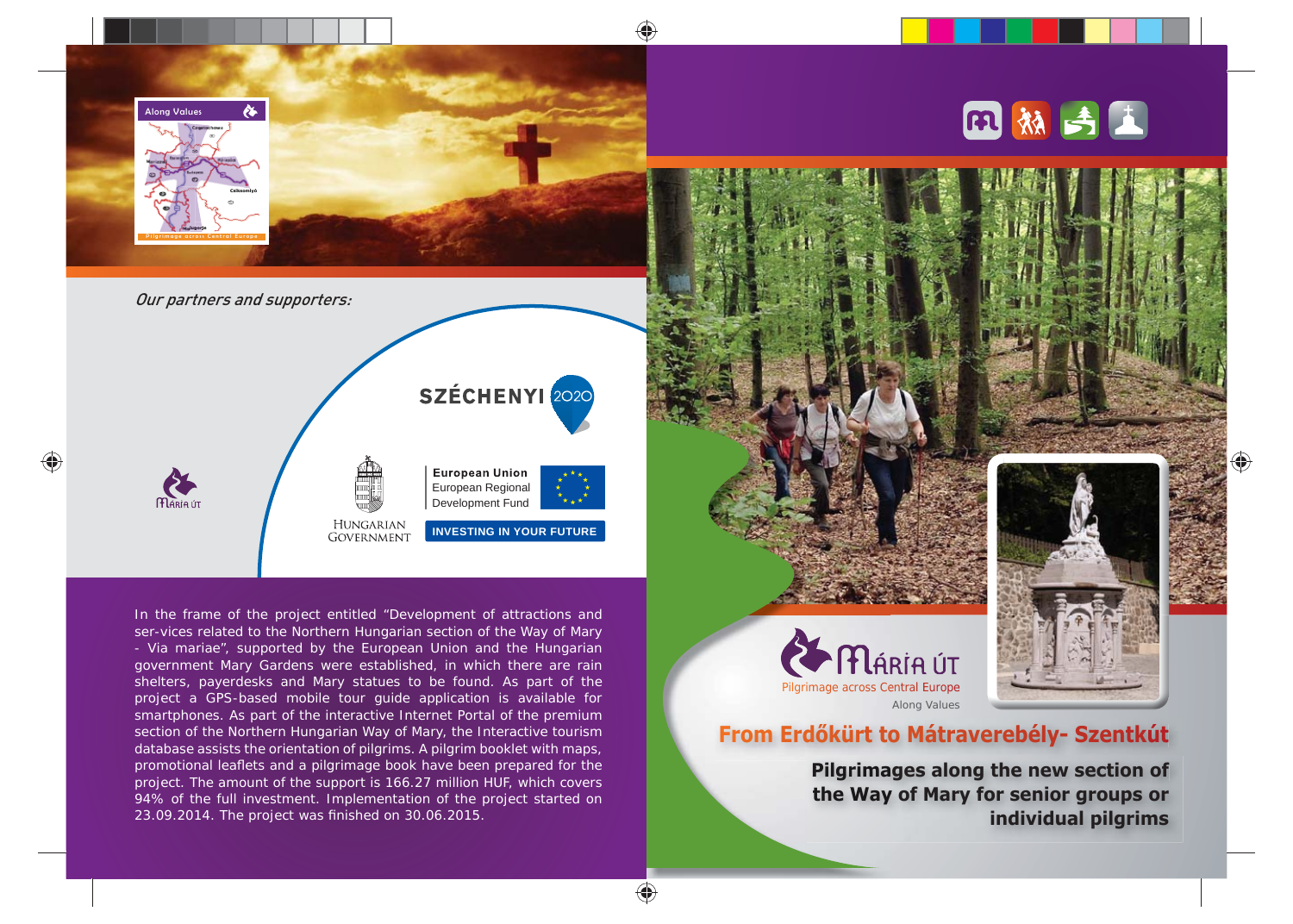*Our partners and supporters:*

SZÉCHENYI 2020

HUNGARIAN GOVERNMENT

European Union
European Regional Development Fund

INVESTING IN YOUR FUTURE

In the frame of the project entitled "Development of attractions and ser-vices related to the Northern Hungarian section of the Way of Mary - Via mariae", supported by the European Union and the Hungarian government Mary Gardens were established, in which there are rain shelters, payerdesks and Mary statues to be found. As part of the project a GPS-based mobile tour guide application is available for smartphones. As part of the interactive Internet Portal of the premium section of the Northern Hungarian Way of Mary, the Interactive tourism database assists the orientation of pilgrims. A pilgrim booklet with maps, promotional leaflets and a pilgrimage book have been prepared for the project. The amount of the support is 166.27 million HUF, which covers 94% of the full investment. Implementation of the project started on 23.09.2014. The project was finished on 30.06.2015.

MÁRIA ÚT

Pilgrimage across Central Europe

Along Values

# From Erdőkürt to Mátraverebély- Szentkút

## Pilgrimages along the new section of the Way of Mary for senior groups or individual pilgrims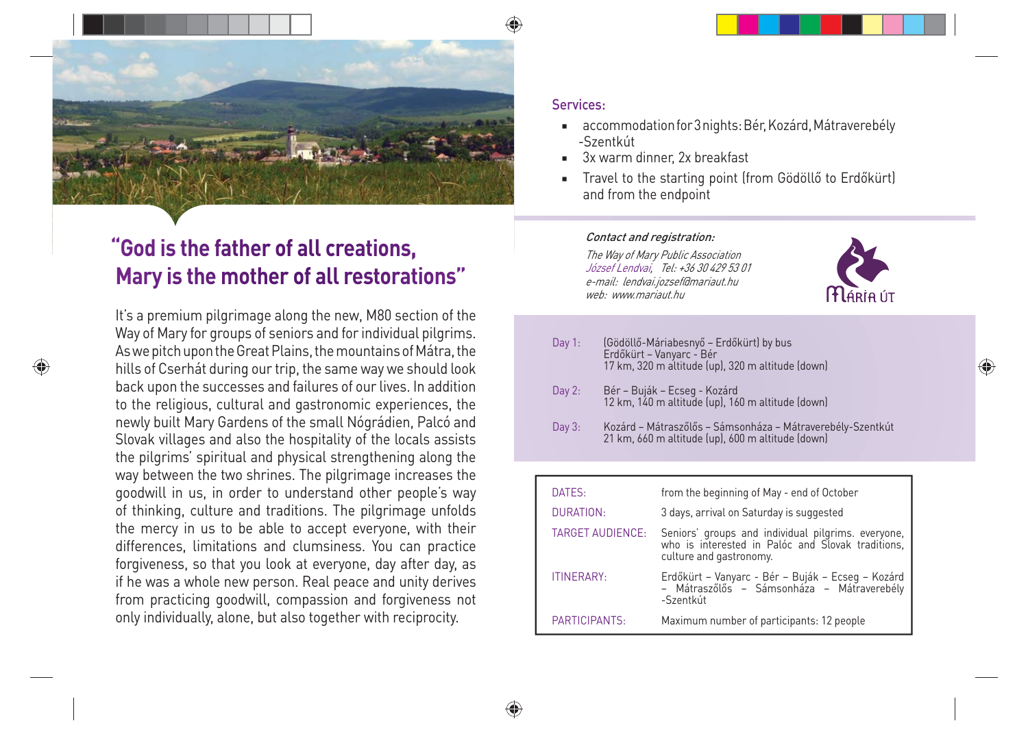## "God is the father of all creations, Mary is the mother of all restorations"

It's a premium pilgrimage along the new, M80 section of the Way of Mary for groups of seniors and for individual pilgrims. As we pitch upon the Great Plains, the mountains of Mátra, the hills of Cserhát during our trip, the same way we should look back upon the successes and failures of our lives. In addition to the religious, cultural and gastronomic experiences, the newly built Mary Gardens of the small Nógrádien, Palcó and Slovak villages and also the hospitality of the locals assists the pilgrims' spiritual and physical strengthening along the way between the two shrines. The pilgrimage increases the goodwill in us, in order to understand other people's way of thinking, culture and traditions. The pilgrimage unfolds the mercy in us to be able to accept everyone, with their differences, limitations and clumsiness. You can practice forgiveness, so that you look at everyone, day after day, as if he was a whole new person. Real peace and unity derives from practicing goodwill, compassion and forgiveness not only individually, alone, but also together with reciprocity.

### Services:

- accommodation for 3 nights: Bér, Kozárd, Mátraverebély -Szentkút
- 3x warm dinner, 2x breakfast
- Travel to the starting point (from Gödöllő to Erdőkürt) and from the endpoint

***Contact and registration:***

*The Way of Mary Public Association*
*József Lendvai, Tel: +36 30 429 53 01*
*e-mail: lendvai.jozsef@mariaut.hu*
*web: www.mariaut.hu*

MÁRIA ÚT

| | |
|---|---|
| Day 1: | (Gödöllő-Máriabesnyő – Erdőkürt) by bus<br>Erdőkürt – Vanyarc - Bér<br>17 km, 320 m altitude (up), 320 m altitude (down) |
| Day 2: | Bér – Buják – Ecseg - Kozárd<br>12 km, 140 m altitude (up), 160 m altitude (down) |
| Day 3: | Kozárd – Mátraszőlős – Sámsonháza – Mátraverebély-Szentkút<br>21 km, 660 m altitude (up), 600 m altitude (down) |

| | |
|---|---|
| DATES: | from the beginning of May - end of October |
| DURATION: | 3 days, arrival on Saturday is suggested |
| TARGET AUDIENCE: | Seniors' groups and individual pilgrims. everyone, who is interested in Palóc and Slovak traditions, culture and gastronomy. |
| ITINERARY: | Erdőkürt – Vanyarc - Bér – Buják – Ecseg – Kozárd – Mátraszőlős – Sámsonháza – Mátraverebély -Szentkút |
| PARTICIPANTS: | Maximum number of participants: 12 people |